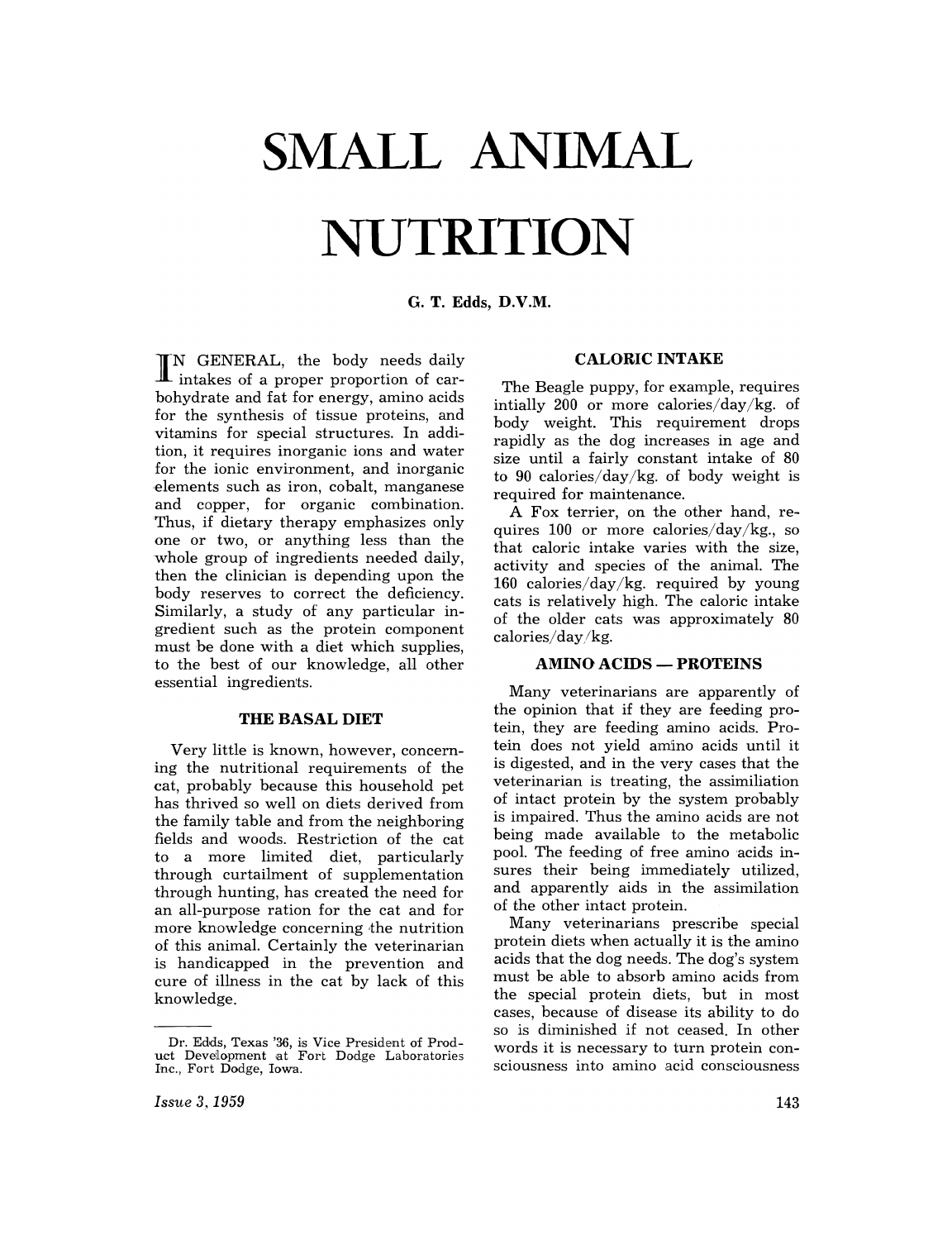# SMALL ANIMAL NUTRITION

**G. T. Edds, D.V.M.**

IN GENERAL, the body needs daily intakes of a proper proportion of carbohydrate and fat for energy, amino acids for the synthesis of tissue proteins, and vitamins for special structures. In addition, it requires inorganic ions and water for the ionic environment, and inorganic elements such as iron, cobalt, manganese and copper, for organic combination. Thus, if dietary therapy emphasizes only one or two, or anything less than the whole group of ingredients needed daily, then the clinician is depending upon the body reserves to correct the deficiency. Similarly, a study of any particular ingredient such as the protein component must be done with a diet which supplies, to the best of our knowledge, all other essential ingredients.

## THE BASAL DIET

Very little is known, however, concerning the nutritional requirements of the cat, probably because this household pet has thrived so well on diets derived from the family table and from the neighboring fields and woods. Restriction of the cat to a more limited diet, particularly through curtailment of supplementation through hunting, has created the need for an all-purpose ration for the cat and for more knowledge concerning the nutrition of this animal. Certainly the veterinarian is handicapped in the prevention and cure of illness in the cat by lack of this knowledge.

Dr. Edds, Texas '36, is Vice President of Product Development at Fort Dodge Laboratories Inc., Fort Dodge, Iowa.

## CALORIC INTAKE

The Beagle puppy, for example, requires intially 200 or more calories/day/kg. of body weight. This requirement drops rapidly as the dog increases in age and size until a fairly constant intake of 80 to 90 calories/day/kg. of body weight is required for maintenance.

A Fox terrier, on the other hand, requires 100 or more calories/day/kg., so that caloric intake varies with the size, activity and species of the animal. The 160 calories/day/kg. required by young cats is relatively high. The caloric intake of the older cats was approximately 80 calories/day/kg.

## AMINO ACIDS — PROTEINS

Many veterinarians are apparently of the opinion that if they are feeding protein, they are feeding amino acids. Protein does not yield amino acids until it is digested, and in the very cases that the veterinarian is treating, the assimiliation of intact protein by the system probably is impaired. Thus the amino acids are not being made available to the metabolic pool. The feeding of free amino acids insures their being immediately utilized, and apparently aids in the assimilation of the other intact protein.

Many veterinarians prescribe special protein diets when actually it is the amino acids that the dog needs. The dog's system must be able to absorb amino acids from the special protein diets, but in most cases, because of disease its ability to do so is diminished if not ceased. In other words it is necessary to turn protein consciousness into amino acid consciousness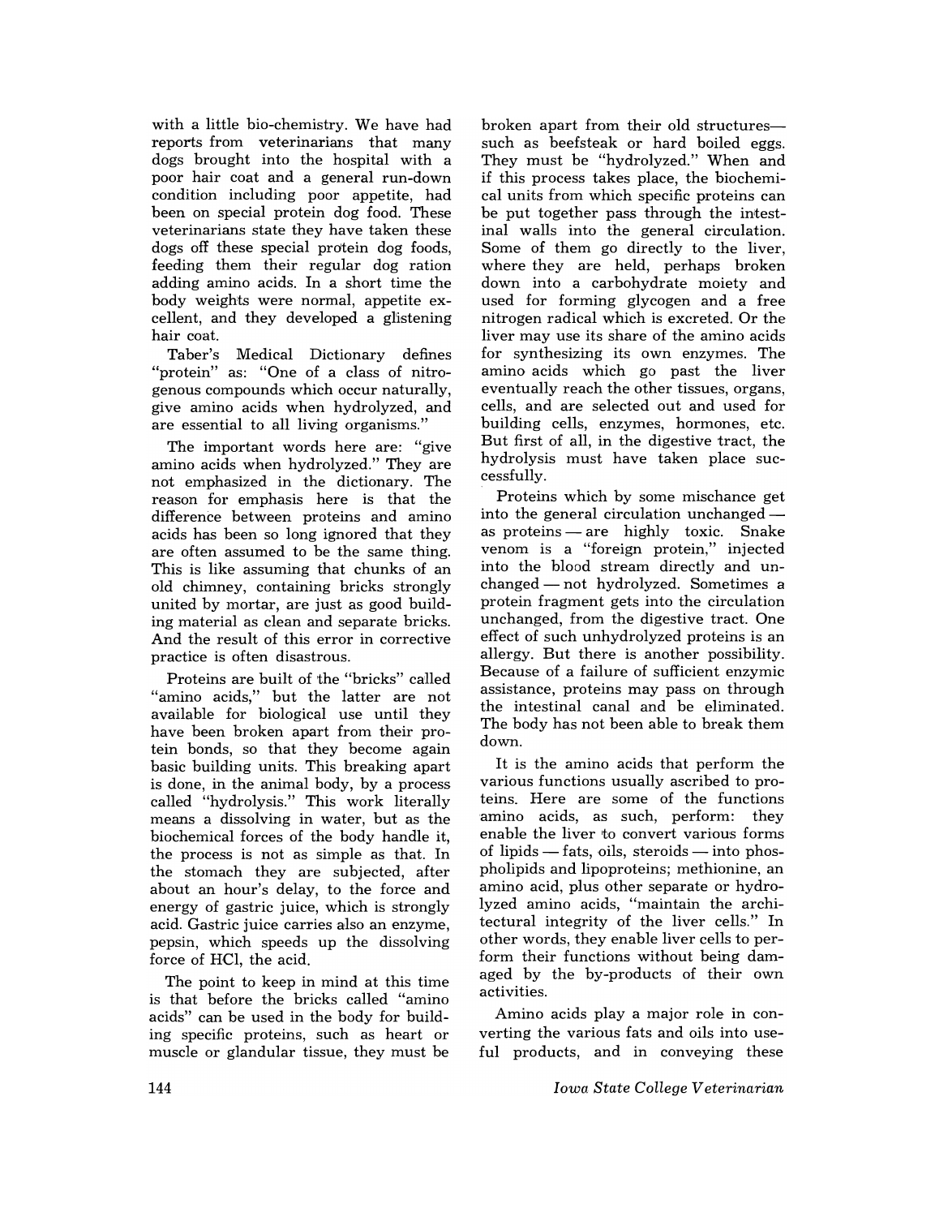with a little bio-chemistry. We have had reports from veterinarians that many dogs brought into the hospital with a poor hair coat and a general run-down condition including poor appetite, had been on special protein dog food. These veterinarians state they have taken these dogs off these special protein dog foods, feeding them their regular dog ration adding amino acids. In a short time the body weights were normal, appetite excellent, and they developed a glistening hair coat.

Taber's Medical Dictionary defines "protein" as: "One of a class of nitrogenous compounds which occur naturally, give amino acids when hydrolyzed, and are essential to all living organisms."

The important words here are: "give amino acids when hydrolyzed." They are not emphasized in the dictionary. The reason for emphasis here is that the difference between proteins and amino acids has been so long ignored that they are often assumed to be the same thing. This is like assuming that chunks of an old chimney, containing bricks strongly united by mortar, are just as good building material as clean and separate bricks. And the result of this error in corrective practice is often disastrous.

Proteins are built of the "bricks" called "amino acids," but the latter are not available for biological use until they have been broken apart from their protein bonds, so that they become again basic building units. This breaking apart is done, in the animal body, by a process called "hydrolysis." This work literally means a dissolving in water, but as the biochemical forces of the body handle it, the process is not as simple as that. In the stomach they are subjected, after about an hour's delay, to the force and energy of gastric juice, which is strongly acid. Gastric juice carries also an enzyme, pepsin, which speeds up the dissolving force of HCl, the acid.

The point to keep in mind at this time is that before the bricks called "amino acids" can be used in the body for building specific proteins, such as heart or muscle or glandular tissue, they must be broken apart from their old structures—such as beefsteak or hard boiled eggs. They must be "hydrolyzed." When and if this process takes place, the biochemical units from which specific proteins can be put together pass through the intestinal walls into the general circulation. Some of them go directly to the liver, where they are held, perhaps broken down into a carbohydrate moiety and used for forming glycogen and a free nitrogen radical which is excreted. Or the liver may use its share of the amino acids for synthesizing its own enzymes. The amino acids which go past the liver eventually reach the other tissues, organs, cells, and are selected out and used for building cells, enzymes, hormones, etc. But first of all, in the digestive tract, the hydrolysis must have taken place successfully.

Proteins which by some mischance get into the general circulation unchanged — as proteins — are highly toxic. Snake venom is a "foreign protein," injected into the blood stream directly and unchanged — not hydrolyzed. Sometimes a protein fragment gets into the circulation unchanged, from the digestive tract. One effect of such unhydrolyzed proteins is an allergy. But there is another possibility. Because of a failure of sufficient enzymic assistance, proteins may pass on through the intestinal canal and be eliminated. The body has not been able to break them down.

It is the amino acids that perform the various functions usually ascribed to proteins. Here are some of the functions amino acids, as such, perform: they enable the liver to convert various forms of lipids — fats, oils, steroids — into phospholipids and lipoproteins; methionine, an amino acid, plus other separate or hydrolyzed amino acids, "maintain the architectural integrity of the liver cells." In other words, they enable liver cells to perform their functions without being damaged by the by-products of their own activities.

Amino acids play a major role in converting the various fats and oils into useful products, and in conveying these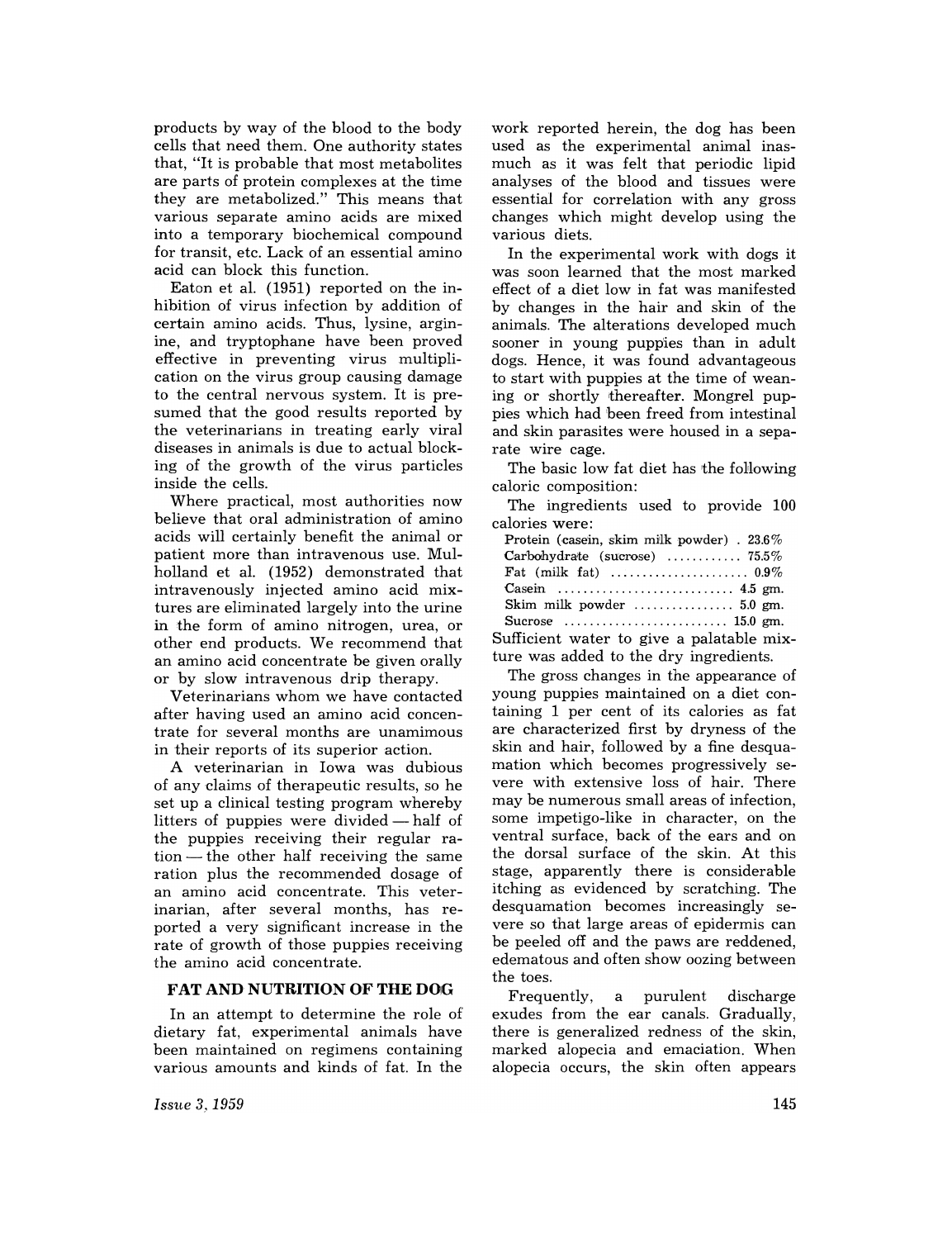products by way of the blood to the body cells that need them. One authority states that, "It is probable that most metabolites are parts of protein complexes at the time they are metabolized." This means that various separate amino acids are mixed into a temporary biochemical compound for transit, etc. Lack of an essential amino acid can block this function.

Eaton et al. (1951) reported on the inhibition of virus infection by addition of certain amino acids. Thus, lysine, arginine, and tryptophane have been proved effective in preventing virus multiplication on the virus group causing damage to the central nervous system. It is presumed that the good results reported by the veterinarians in treating early viral diseases in animals is due to actual blocking of the growth of the virus particles inside the cells.

Where practical, most authorities now believe that oral administration of amino acids will certainly benefit the animal or patient more than intravenous use. Mulholland et al. (1952) demonstrated that intravenously injected amino acid mixtures are eliminated largely into the urine in the form of amino nitrogen, urea, or other end products. We recommend that an amino acid concentrate be given orally or by slow intravenous drip therapy.

Veterinarians whom we have contacted after having used an amino acid concentrate for several months are unamimous in their reports of its superior action.

A veterinarian in Iowa was dubious of any claims of therapeutic results, so he set up a clinical testing program whereby litters of puppies were divided — half of the puppies receiving their regular ration — the other half receiving the same ration plus the recommended dosage of an amino acid concentrate. This veterinarian, after several months, has reported a very significant increase in the rate of growth of those puppies receiving the amino acid concentrate.

## FAT AND NUTRITION OF THE DOG

In an attempt to determine the role of dietary fat, experimental animals have been maintained on regimens containing various amounts and kinds of fat. In the work reported herein, the dog has been used as the experimental animal inasmuch as it was felt that periodic lipid analyses of the blood and tissues were essential for correlation with any gross changes which might develop using the various diets.

In the experimental work with dogs it was soon learned that the most marked effect of a diet low in fat was manifested by changes in the hair and skin of the animals. The alterations developed much sooner in young puppies than in adult dogs. Hence, it was found advantageous to start with puppies at the time of weaning or shortly thereafter. Mongrel puppies which had been freed from intestinal and skin parasites were housed in a separate wire cage.

The basic low fat diet has the following caloric composition:

The ingredients used to provide 100 calories were:

| | |
|---|---|
| Protein (casein, skim milk powder) | 23.6% |
| Carbohydrate (sucrose) | 75.5% |
| Fat (milk fat) | 0.9% |
| Casein | 4.5 gm. |
| Skim milk powder | 5.0 gm. |
| Sucrose | 15.0 gm. |

Sufficient water to give a palatable mixture was added to the dry ingredients.

The gross changes in the appearance of young puppies maintained on a diet containing 1 per cent of its calories as fat are characterized first by dryness of the skin and hair, followed by a fine desquamation which becomes progressively severe with extensive loss of hair. There may be numerous small areas of infection, some impetigo-like in character, on the ventral surface, back of the ears and on the dorsal surface of the skin. At this stage, apparently there is considerable itching as evidenced by scratching. The desquamation becomes increasingly severe so that large areas of epidermis can be peeled off and the paws are reddened, edematous and often show oozing between the toes.

Frequently, a purulent discharge exudes from the ear canals. Gradually, there is generalized redness of the skin, marked alopecia and emaciation. When alopecia occurs, the skin often appears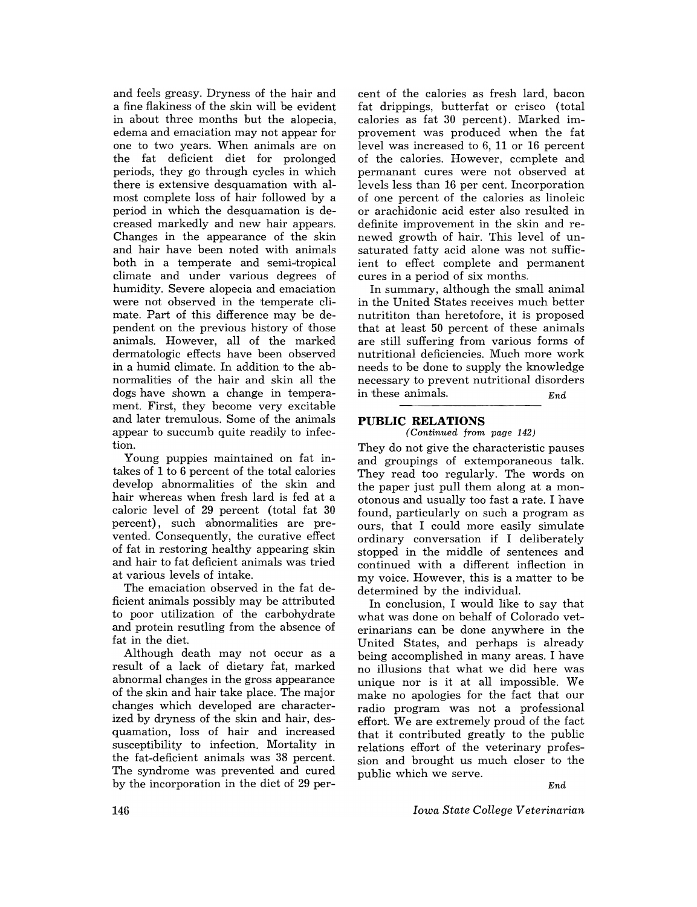and feels greasy. Dryness of the hair and a fine flakiness of the skin will be evident in about three months but the alopecia, edema and emaciation may not appear for one to two years. When animals are on the fat deficient diet for prolonged periods, they go through cycles in which there is extensive desquamation with almost complete loss of hair followed by a period in which the desquamation is decreased markedly and new hair appears. Changes in the appearance of the skin and hair have been noted with animals both in a temperate and semi-tropical climate and under various degrees of humidity. Severe alopecia and emaciation were not observed in the temperate climate. Part of this difference may be dependent on the previous history of those animals. However, all of the marked dermatologic effects have been observed in a humid climate. In addition to the abnormalities of the hair and skin all the dogs have shown a change in temperament. First, they become very excitable and later tremulous. Some of the animals appear to succumb quite readily to infection.

Young puppies maintained on fat intakes of 1 to 6 percent of the total calories develop abnormalities of the skin and hair whereas when fresh lard is fed at a caloric level of 29 percent (total fat 30 percent), such abnormalities are prevented. Consequently, the curative effect of fat in restoring healthy appearing skin and hair to fat deficient animals was tried at various levels of intake.

The emaciation observed in the fat deficient animals possibly may be attributed to poor utilization of the carbohydrate and protein resutling from the absence of fat in the diet.

Although death may not occur as a result of a lack of dietary fat, marked abnormal changes in the gross appearance of the skin and hair take place. The major changes which developed are characterized by dryness of the skin and hair, desquamation, loss of hair and increased susceptibility to infection. Mortality in the fat-deficient animals was 38 percent. The syndrome was prevented and cured by the incorporation in the diet of 29 percent of the calories as fresh lard, bacon fat drippings, butterfat or crisco (total calories as fat 30 percent). Marked improvement was produced when the fat level was increased to 6, 11 or 16 percent of the calories. However, complete and permanant cures were not observed at levels less than 16 per cent. Incorporation of one percent of the calories as linoleic or arachidonic acid ester also resulted in definite improvement in the skin and renewed growth of hair. This level of unsaturated fatty acid alone was not sufficient to effect complete and permanent cures in a period of six months.

In summary, although the small animal in the United States receives much better nutrititon than heretofore, it is proposed that at least 50 percent of these animals are still suffering from various forms of nutritional deficiencies. Much more work needs to be done to supply the knowledge necessary to prevent nutritional disorders in these animals.

*End*

## PUBLIC RELATIONS

*(Continued from page 142)*

They do not give the characteristic pauses and groupings of extemporaneous talk. They read too regularly. The words on the paper just pull them along at a monotonous and usually too fast a rate. I have found, particularly on such a program as ours, that I could more easily simulate ordinary conversation if I deliberately stopped in the middle of sentences and continued with a different inflection in my voice. However, this is a matter to be determined by the individual.

In conclusion, I would like to say that what was done on behalf of Colorado veterinarians can be done anywhere in the United States, and perhaps is already being accomplished in many areas. I have no illusions that what we did here was unique nor is it at all impossible. We make no apologies for the fact that our radio program was not a professional effort. We are extremely proud of the fact that it contributed greatly to the public relations effort of the veterinary profession and brought us much closer to the public which we serve.

*End*